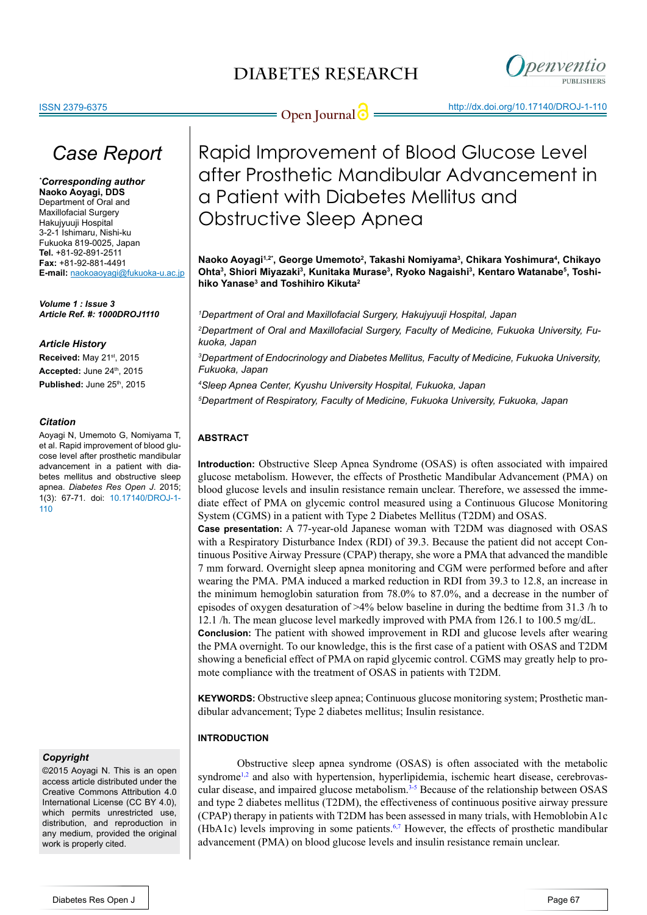# Case Report

***Corresponding author**
**Naoko Aoyagi, DDS**
Department of Oral and Maxillofacial Surgery
Hakujyuuji Hospital
3-2-1 Ishimaru, Nishi-ku
Fukuoka 819-0025, Japan
**Tel.** +81-92-891-2511
**Fax:** +81-92-881-4491
**E-mail:** naokoaoyagi@fukuoka-u.ac.jp

***Volume 1 : Issue 3***
***Article Ref. #: 1000DROJ1110***

### *Article History*

**Received:** May 21st, 2015
**Accepted:** June 24th, 2015
**Published:** June 25th, 2015

### *Citation*

Aoyagi N, Umemoto G, Nomiyama T, et al. Rapid improvement of blood glucose level after prosthetic mandibular advancement in a patient with diabetes mellitus and obstructive sleep apnea. *Diabetes Res Open J*. 2015; 1(3): 67-71. doi: 10.17140/DROJ-1-110

### *Copyright*

©2015 Aoyagi N. This is an open access article distributed under the Creative Commons Attribution 4.0 International License (CC BY 4.0), which permits unrestricted use, distribution, and reproduction in any medium, provided the original work is properly cited.

# Rapid Improvement of Blood Glucose Level after Prosthetic Mandibular Advancement in a Patient with Diabetes Mellitus and Obstructive Sleep Apnea

**Naoko Aoyagi[1,2*], George Umemoto[2], Takashi Nomiyama[3], Chikara Yoshimura[4], Chikayo Ohta[3], Shiori Miyazaki[3], Kunitaka Murase[3], Ryoko Nagaishi[3], Kentaro Watanabe[5], Toshihiko Yanase[3] and Toshihiro Kikuta[2]**

*[1]Department of Oral and Maxillofacial Surgery, Hakujyuuji Hospital, Japan*

*[2]Department of Oral and Maxillofacial Surgery, Faculty of Medicine, Fukuoka University, Fukuoka, Japan*

*[3]Department of Endocrinology and Diabetes Mellitus, Faculty of Medicine, Fukuoka University, Fukuoka, Japan*

*[4]Sleep Apnea Center, Kyushu University Hospital, Fukuoka, Japan*

*[5]Department of Respiratory, Faculty of Medicine, Fukuoka University, Fukuoka, Japan*

## ABSTRACT

**Introduction:** Obstructive Sleep Apnea Syndrome (OSAS) is often associated with impaired glucose metabolism. However, the effects of Prosthetic Mandibular Advancement (PMA) on blood glucose levels and insulin resistance remain unclear. Therefore, we assessed the immediate effect of PMA on glycemic control measured using a Continuous Glucose Monitoring System (CGMS) in a patient with Type 2 Diabetes Mellitus (T2DM) and OSAS.
**Case presentation:** A 77-year-old Japanese woman with T2DM was diagnosed with OSAS with a Respiratory Disturbance Index (RDI) of 39.3. Because the patient did not accept Continuous Positive Airway Pressure (CPAP) therapy, she wore a PMA that advanced the mandible 7 mm forward. Overnight sleep apnea monitoring and CGM were performed before and after wearing the PMA. PMA induced a marked reduction in RDI from 39.3 to 12.8, an increase in the minimum hemoglobin saturation from 78.0% to 87.0%, and a decrease in the number of episodes of oxygen desaturation of >4% below baseline in during the bedtime from 31.3 /h to 12.1 /h. The mean glucose level markedly improved with PMA from 126.1 to 100.5 mg/dL.
**Conclusion:** The patient with showed improvement in RDI and glucose levels after wearing the PMA overnight. To our knowledge, this is the first case of a patient with OSAS and T2DM showing a beneficial effect of PMA on rapid glycemic control. CGMS may greatly help to promote compliance with the treatment of OSAS in patients with T2DM.

**KEYWORDS:** Obstructive sleep apnea; Continuous glucose monitoring system; Prosthetic mandibular advancement; Type 2 diabetes mellitus; Insulin resistance.

## INTRODUCTION

Obstructive sleep apnea syndrome (OSAS) is often associated with the metabolic syndrome[1,2] and also with hypertension, hyperlipidemia, ischemic heart disease, cerebrovascular disease, and impaired glucose metabolism.[3-5] Because of the relationship between OSAS and type 2 diabetes mellitus (T2DM), the effectiveness of continuous positive airway pressure (CPAP) therapy in patients with T2DM has been assessed in many trials, with Hemoblobin A1c (HbA1c) levels improving in some patients.[6,7] However, the effects of prosthetic mandibular advancement (PMA) on blood glucose levels and insulin resistance remain unclear.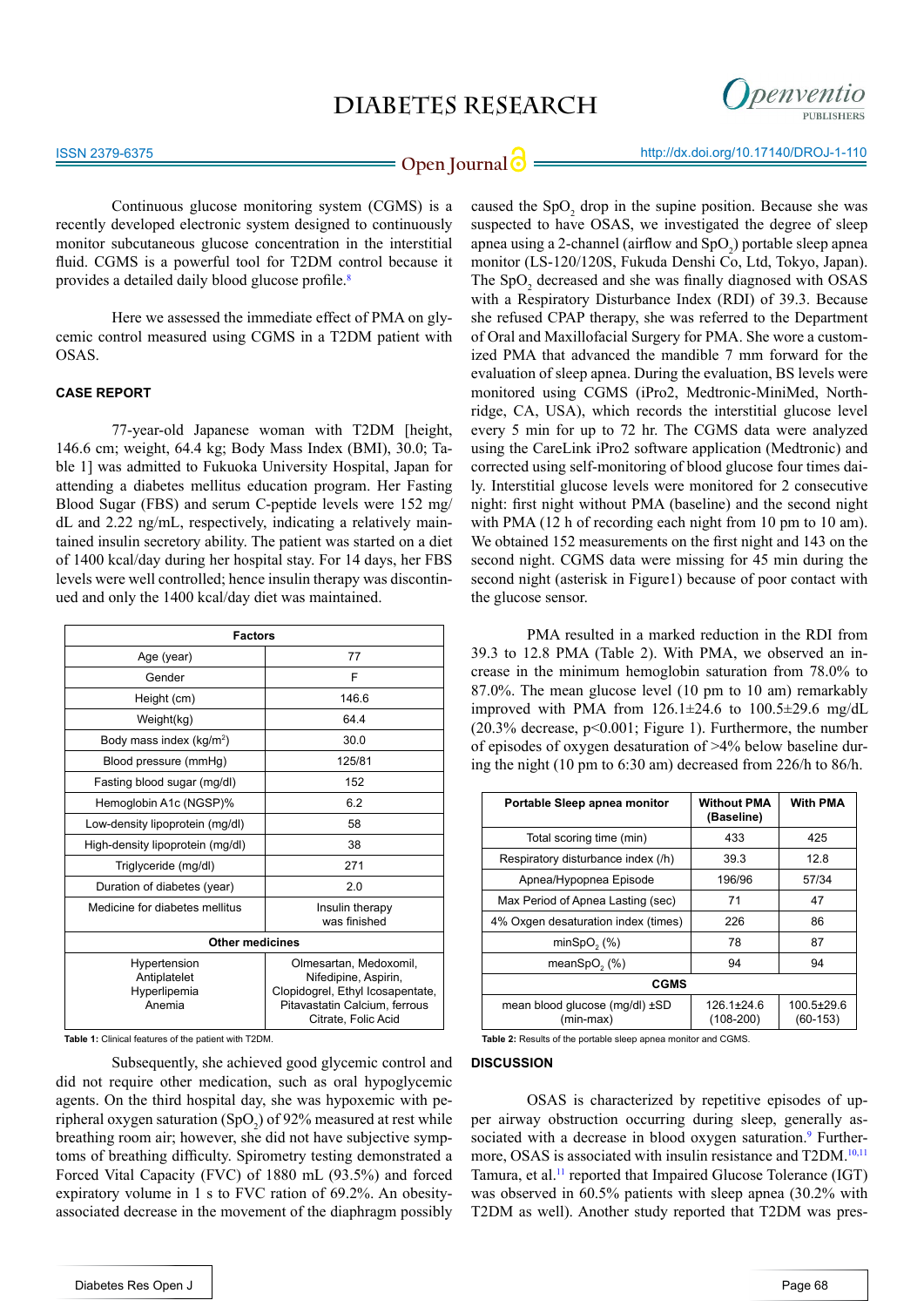Continuous glucose monitoring system (CGMS) is a recently developed electronic system designed to continuously monitor subcutaneous glucose concentration in the interstitial fluid. CGMS is a powerful tool for T2DM control because it provides a detailed daily blood glucose profile.[8]

Here we assessed the immediate effect of PMA on glycemic control measured using CGMS in a T2DM patient with OSAS.

## CASE REPORT

77-year-old Japanese woman with T2DM [height, 146.6 cm; weight, 64.4 kg; Body Mass Index (BMI), 30.0; Table 1] was admitted to Fukuoka University Hospital, Japan for attending a diabetes mellitus education program. Her Fasting Blood Sugar (FBS) and serum C-peptide levels were 152 mg/dL and 2.22 ng/mL, respectively, indicating a relatively maintained insulin secretory ability. The patient was started on a diet of 1400 kcal/day during her hospital stay. For 14 days, her FBS levels were well controlled; hence insulin therapy was discontinued and only the 1400 kcal/day diet was maintained.

| Factors | |
|---|---|
| Age (year) | 77 |
| Gender | F |
| Height (cm) | 146.6 |
| Weight(kg) | 64.4 |
| Body mass index (kg/m²) | 30.0 |
| Blood pressure (mmHg) | 125/81 |
| Fasting blood sugar (mg/dl) | 152 |
| Hemoglobin A1c (NGSP)% | 6.2 |
| Low-density lipoprotein (mg/dl) | 58 |
| High-density lipoprotein (mg/dl) | 38 |
| Triglyceride (mg/dl) | 271 |
| Duration of diabetes (year) | 2.0 |
| Medicine for diabetes mellitus | Insulin therapy was finished |
| **Other medicines** | |
| Hypertension<br>Antiplatelet<br>Hyperlipemia<br>Anemia | Olmesartan, Medoxomil, Nifedipine, Aspirin, Clopidogrel, Ethyl Icosapentate, Pitavastatin Calcium, ferrous Citrate, Folic Acid |

**Table 1:** Clinical features of the patient with T2DM.

Subsequently, she achieved good glycemic control and did not require other medication, such as oral hypoglycemic agents. On the third hospital day, she was hypoxemic with peripheral oxygen saturation ($SpO_2$) of 92% measured at rest while breathing room air; however, she did not have subjective symptoms of breathing difficulty. Spirometry testing demonstrated a Forced Vital Capacity (FVC) of 1880 mL (93.5%) and forced expiratory volume in 1 s to FVC ration of 69.2%. An obesity-associated decrease in the movement of the diaphragm possibly caused the $SpO_2$ drop in the supine position. Because she was suspected to have OSAS, we investigated the degree of sleep apnea using a 2-channel (airflow and $SpO_2$) portable sleep apnea monitor (LS-120/120S, Fukuda Denshi Co, Ltd, Tokyo, Japan). The $SpO_2$ decreased and she was finally diagnosed with OSAS with a Respiratory Disturbance Index (RDI) of 39.3. Because she refused CPAP therapy, she was referred to the Department of Oral and Maxillofacial Surgery for PMA. She wore a customized PMA that advanced the mandible 7 mm forward for the evaluation of sleep apnea. During the evaluation, BS levels were monitored using CGMS (iPro2, Medtronic-MiniMed, Northridge, CA, USA), which records the interstitial glucose level every 5 min for up to 72 hr. The CGMS data were analyzed using the CareLink iPro2 software application (Medtronic) and corrected using self-monitoring of blood glucose four times daily. Interstitial glucose levels were monitored for 2 consecutive night: first night without PMA (baseline) and the second night with PMA (12 h of recording each night from 10 pm to 10 am). We obtained 152 measurements on the first night and 143 on the second night. CGMS data were missing for 45 min during the second night (asterisk in Figure1) because of poor contact with the glucose sensor.

PMA resulted in a marked reduction in the RDI from 39.3 to 12.8 PMA (Table 2). With PMA, we observed an increase in the minimum hemoglobin saturation from 78.0% to 87.0%. The mean glucose level (10 pm to 10 am) remarkably improved with PMA from 126.1±24.6 to 100.5±29.6 mg/dL (20.3% decrease, $p<0.001$; Figure 1). Furthermore, the number of episodes of oxygen desaturation of >4% below baseline during the night (10 pm to 6:30 am) decreased from 226/h to 86/h.

| Portable Sleep apnea monitor | Without PMA (Baseline) | With PMA |
|---|---|---|
| Total scoring time (min) | 433 | 425 |
| Respiratory disturbance index (/h) | 39.3 | 12.8 |
| Apnea/Hypopnea Episode | 196/96 | 57/34 |
| Max Period of Apnea Lasting (sec) | 71 | 47 |
| 4% Oxgen desaturation index (times) | 226 | 86 |
| min$SpO_2$ (%) | 78 | 87 |
| mean$SpO_2$ (%) | 94 | 94 |
| **CGMS** | | |
| mean blood glucose (mg/dl) ±SD (min-max) | 126.1±24.6 (108-200) | 100.5±29.6 (60-153) |

**Table 2:** Results of the portable sleep apnea monitor and CGMS.

## DISCUSSION

OSAS is characterized by repetitive episodes of upper airway obstruction occurring during sleep, generally associated with a decrease in blood oxygen saturation.[9] Furthermore, OSAS is associated with insulin resistance and T2DM.[10,11] Tamura, et al.[11] reported that Impaired Glucose Tolerance (IGT) was observed in 60.5% patients with sleep apnea (30.2% with T2DM as well). Another study reported that T2DM was pres-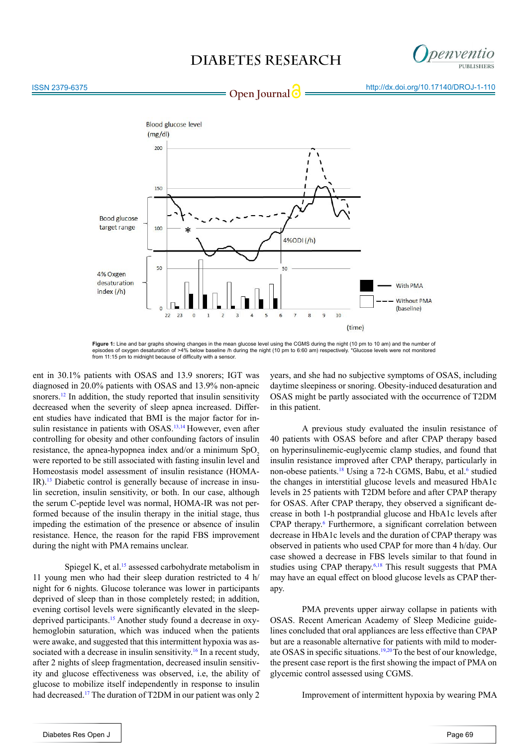**Figure 1:** Line and bar graphs showing changes in the mean glucose level using the CGMS during the night (10 pm to 10 am) and the number of episodes of oxygen desaturation of >4% below baseline /h during the night (10 pm to 6:60 am) respectively. *Glucose levels were not monitored from 11:15 pm to midnight because of difficulty with a sensor.

ent in 30.1% patients with OSAS and 13.9 snorers; IGT was diagnosed in 20.0% patients with OSAS and 13.9% non-apneic snorers.[12] In addition, the study reported that insulin sensitivity decreased when the severity of sleep apnea increased. Different studies have indicated that BMI is the major factor for insulin resistance in patients with OSAS.[13,14] However, even after controlling for obesity and other confounding factors of insulin resistance, the apnea-hypopnea index and/or a minimum $SpO_2$ were reported to be still associated with fasting insulin level and Homeostasis model assessment of insulin resistance (HOMA-IR).[13] Diabetic control is generally because of increase in insulin secretion, insulin sensitivity, or both. In our case, although the serum C-peptide level was normal, HOMA-IR was not performed because of the insulin therapy in the initial stage, thus impeding the estimation of the presence or absence of insulin resistance. Hence, the reason for the rapid FBS improvement during the night with PMA remains unclear.

Spiegel K, et al.[15] assessed carbohydrate metabolism in 11 young men who had their sleep duration restricted to 4 h/night for 6 nights. Glucose tolerance was lower in participants deprived of sleep than in those completely rested; in addition, evening cortisol levels were significantly elevated in the sleep-deprived participants.[15] Another study found a decrease in oxyhemoglobin saturation, which was induced when the patients were awake, and suggested that this intermittent hypoxia was associated with a decrease in insulin sensitivity.[16] In a recent study, after 2 nights of sleep fragmentation, decreased insulin sensitivity and glucose effectiveness was observed, i.e, the ability of glucose to mobilize itself independently in response to insulin had decreased.[17] The duration of T2DM in our patient was only 2 years, and she had no subjective symptoms of OSAS, including daytime sleepiness or snoring. Obesity-induced desaturation and OSAS might be partly associated with the occurrence of T2DM in this patient.

A previous study evaluated the insulin resistance of 40 patients with OSAS before and after CPAP therapy based on hyperinsulinemic-euglycemic clamp studies, and found that insulin resistance improved after CPAP therapy, particularly in non-obese patients.[18] Using a 72-h CGMS, Babu, et al.[6] studied the changes in interstitial glucose levels and measured HbA1c levels in 25 patients with T2DM before and after CPAP therapy for OSAS. After CPAP therapy, they observed a significant decrease in both 1-h postprandial glucose and HbA1c levels after CPAP therapy.[6] Furthermore, a significant correlation between decrease in HbA1c levels and the duration of CPAP therapy was observed in patients who used CPAP for more than 4 h/day. Our case showed a decrease in FBS levels similar to that found in studies using CPAP therapy.[6,18] This result suggests that PMA may have an equal effect on blood glucose levels as CPAP therapy.

PMA prevents upper airway collapse in patients with OSAS. Recent American Academy of Sleep Medicine guidelines concluded that oral appliances are less effective than CPAP but are a reasonable alternative for patients with mild to moderate OSAS in specific situations.[19,20] To the best of our knowledge, the present case report is the first showing the impact of PMA on glycemic control assessed using CGMS.

Improvement of intermittent hypoxia by wearing PMA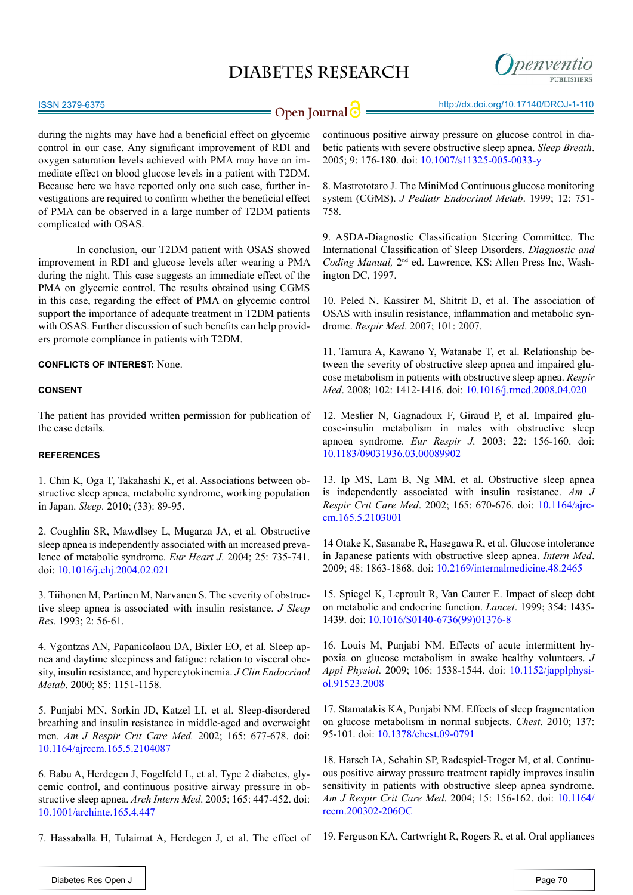during the nights may have had a beneficial effect on glycemic control in our case. Any significant improvement of RDI and oxygen saturation levels achieved with PMA may have an immediate effect on blood glucose levels in a patient with T2DM. Because here we have reported only one such case, further investigations are required to confirm whether the beneficial effect of PMA can be observed in a large number of T2DM patients complicated with OSAS.

In conclusion, our T2DM patient with OSAS showed improvement in RDI and glucose levels after wearing a PMA during the night. This case suggests an immediate effect of the PMA on glycemic control. The results obtained using CGMS in this case, regarding the effect of PMA on glycemic control support the importance of adequate treatment in T2DM patients with OSAS. Further discussion of such benefits can help providers promote compliance in patients with T2DM.

**CONFLICTS OF INTEREST:** None.

## CONSENT

The patient has provided written permission for publication of the case details.

## REFERENCES

1. Chin K, Oga T, Takahashi K, et al. Associations between obstructive sleep apnea, metabolic syndrome, working population in Japan. *Sleep.* 2010; (33): 89-95.

2. Coughlin SR, Mawdlsey L, Mugarza JA, et al. Obstructive sleep apnea is independently associated with an increased prevalence of metabolic syndrome. *Eur Heart J*. 2004; 25: 735-741. doi: 10.1016/j.ehj.2004.02.021

3. Tiihonen M, Partinen M, Narvanen S. The severity of obstructive sleep apnea is associated with insulin resistance. *J Sleep Res*. 1993; 2: 56-61.

4. Vgontzas AN, Papanicolaou DA, Bixler EO, et al. Sleep apnea and daytime sleepiness and fatigue: relation to visceral obesity, insulin resistance, and hypercytokinemia. *J Clin Endocrinol Metab*. 2000; 85: 1151-1158.

5. Punjabi MN, Sorkin JD, Katzel LI, et al. Sleep-disordered breathing and insulin resistance in middle-aged and overweight men. *Am J Respir Crit Care Med.* 2002; 165: 677-678. doi: 10.1164/ajrccm.165.5.2104087

6. Babu A, Herdegen J, Fogelfeld L, et al. Type 2 diabetes, glycemic control, and continuous positive airway pressure in obstructive sleep apnea. *Arch Intern Med.* 2005; 165: 447-452. doi: 10.1001/archinte.165.4.447

7. Hassaballa H, Tulaimat A, Herdegen J, et al. The effect of continuous positive airway pressure on glucose control in diabetic patients with severe obstructive sleep apnea. *Sleep Breath*. 2005; 9: 176-180. doi: 10.1007/s11325-005-0033-y

8. Mastrototaro J. The MiniMed Continuous glucose monitoring system (CGMS). *J Pediatr Endocrinol Metab*. 1999; 12: 751-758.

9. ASDA-Diagnostic Classification Steering Committee. The International Classification of Sleep Disorders. *Diagnostic and Coding Manual,* 2nd ed. Lawrence, KS: Allen Press Inc, Washington DC, 1997.

10. Peled N, Kassirer M, Shitrit D, et al. The association of OSAS with insulin resistance, inflammation and metabolic syndrome. *Respir Med*. 2007; 101: 2007.

11. Tamura A, Kawano Y, Watanabe T, et al. Relationship between the severity of obstructive sleep apnea and impaired glucose metabolism in patients with obstructive sleep apnea. *Respir Med*. 2008; 102: 1412-1416. doi: 10.1016/j.rmed.2008.04.020

12. Meslier N, Gagnadoux F, Giraud P, et al. Impaired glucose-insulin metabolism in males with obstructive sleep apnoea syndrome. *Eur Respir J*. 2003; 22: 156-160. doi: 10.1183/09031936.03.00089902

13. Ip MS, Lam B, Ng MM, et al. Obstructive sleep apnea is independently associated with insulin resistance. *Am J Respir Crit Care Med*. 2002; 165: 670-676. doi: 10.1164/ajrccm.165.5.2103001

14 Otake K, Sasanabe R, Hasegawa R, et al. Glucose intolerance in Japanese patients with obstructive sleep apnea. *Intern Med*. 2009; 48: 1863-1868. doi: 10.2169/internalmedicine.48.2465

15. Spiegel K, Leproult R, Van Cauter E. Impact of sleep debt on metabolic and endocrine function. *Lancet*. 1999; 354: 1435-1439. doi: 10.1016/S0140-6736(99)01376-8

16. Louis M, Punjabi NM. Effects of acute intermittent hypoxia on glucose metabolism in awake healthy volunteers. *J Appl Physiol*. 2009; 106: 1538-1544. doi: 10.1152/japplphysiol.91523.2008

17. Stamatakis KA, Punjabi NM. Effects of sleep fragmentation on glucose metabolism in normal subjects. *Chest*. 2010; 137: 95-101. doi: 10.1378/chest.09-0791

18. Harsch IA, Schahin SP, Radespiel-Troger M, et al. Continuous positive airway pressure treatment rapidly improves insulin sensitivity in patients with obstructive sleep apnea syndrome. *Am J Respir Crit Care Med*. 2004; 15: 156-162. doi: 10.1164/rccm.200302-206OC

19. Ferguson KA, Cartwright R, Rogers R, et al. Oral appliances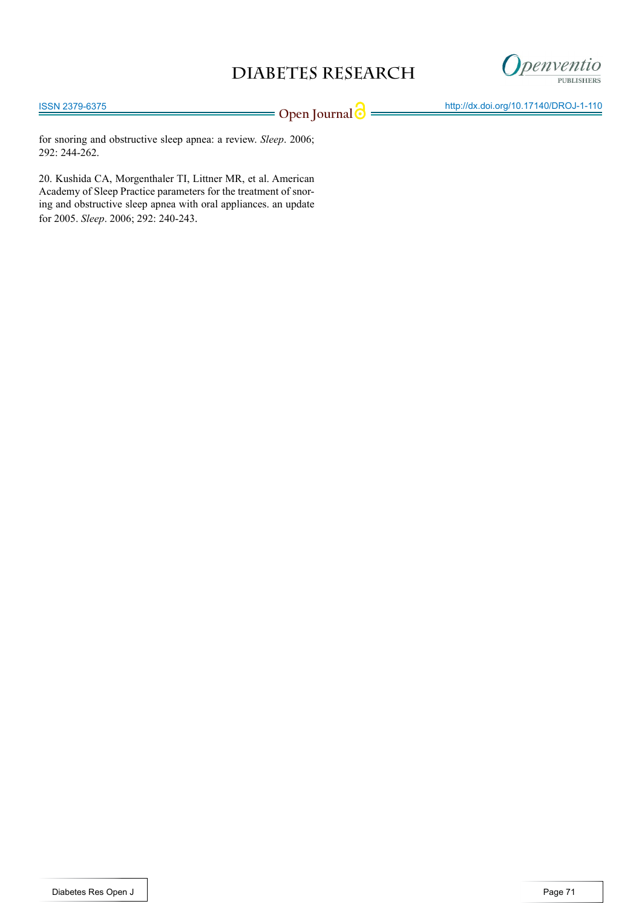for snoring and obstructive sleep apnea: a review. *Sleep*. 2006; 292: 244-262.

20. Kushida CA, Morgenthaler TI, Littner MR, et al. American Academy of Sleep Practice parameters for the treatment of snoring and obstructive sleep apnea with oral appliances. an update for 2005. *Sleep*. 2006; 292: 240-243.